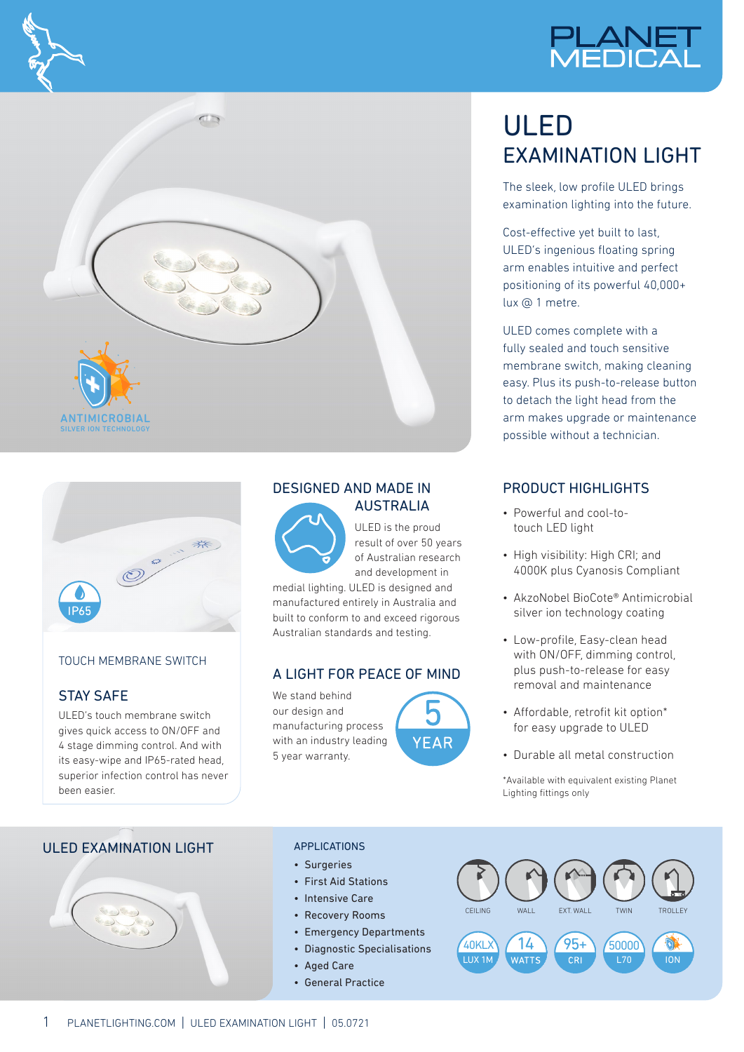PLANET MEDICAL

# ULED EXAMINATION LIGHT

The sleek, low profile ULED brings examination lighting into the future.

Cost-effective yet built to last, ULED's ingenious floating spring arm enables intuitive and perfect positioning of its powerful 40,000+ lux @ 1 metre.

ULED comes complete with a fully sealed and touch sensitive membrane switch, making cleaning easy. Plus its push-to-release button to detach the light head from the arm makes upgrade or maintenance possible without a technician.

ANTIMICROBIAL
SILVER ION TECHNOLOGY

IP65

TOUCH MEMBRANE SWITCH

## STAY SAFE

ULED's touch membrane switch gives quick access to ON/OFF and 4 stage dimming control. And with its easy-wipe and IP65-rated head, superior infection control has never been easier.

## DESIGNED AND MADE IN AUSTRALIA

ULED is the proud result of over 50 years of Australian research and development in medical lighting. ULED is designed and manufactured entirely in Australia and built to conform to and exceed rigorous Australian standards and testing.

## A LIGHT FOR PEACE OF MIND

We stand behind our design and manufacturing process with an industry leading 5 year warranty.

5 YEAR

## PRODUCT HIGHLIGHTS

- Powerful and cool-to-touch LED light
- High visibility: High CRI; and 4000K plus Cyanosis Compliant
- AkzoNobel BioCote® Antimicrobial silver ion technology coating
- Low-profile, Easy-clean head with ON/OFF, dimming control, plus push-to-release for easy removal and maintenance
- Affordable, retrofit kit option* for easy upgrade to ULED
- Durable all metal construction

*Available with equivalent existing Planet Lighting fittings only

## ULED EXAMINATION LIGHT

### APPLICATIONS

- Surgeries
- First Aid Stations
- Intensive Care
- Recovery Rooms
- Emergency Departments
- Diagnostic Specialisations
- Aged Care
- General Practice

CEILING | WALL | EXT WALL | TWIN | TROLLEY

40KLX LUX 1M | 14 WATTS | 95+ CRI | 50000 L70 | ION

PLANETLIGHTING.COM | ULED EXAMINATION LIGHT | 05.0721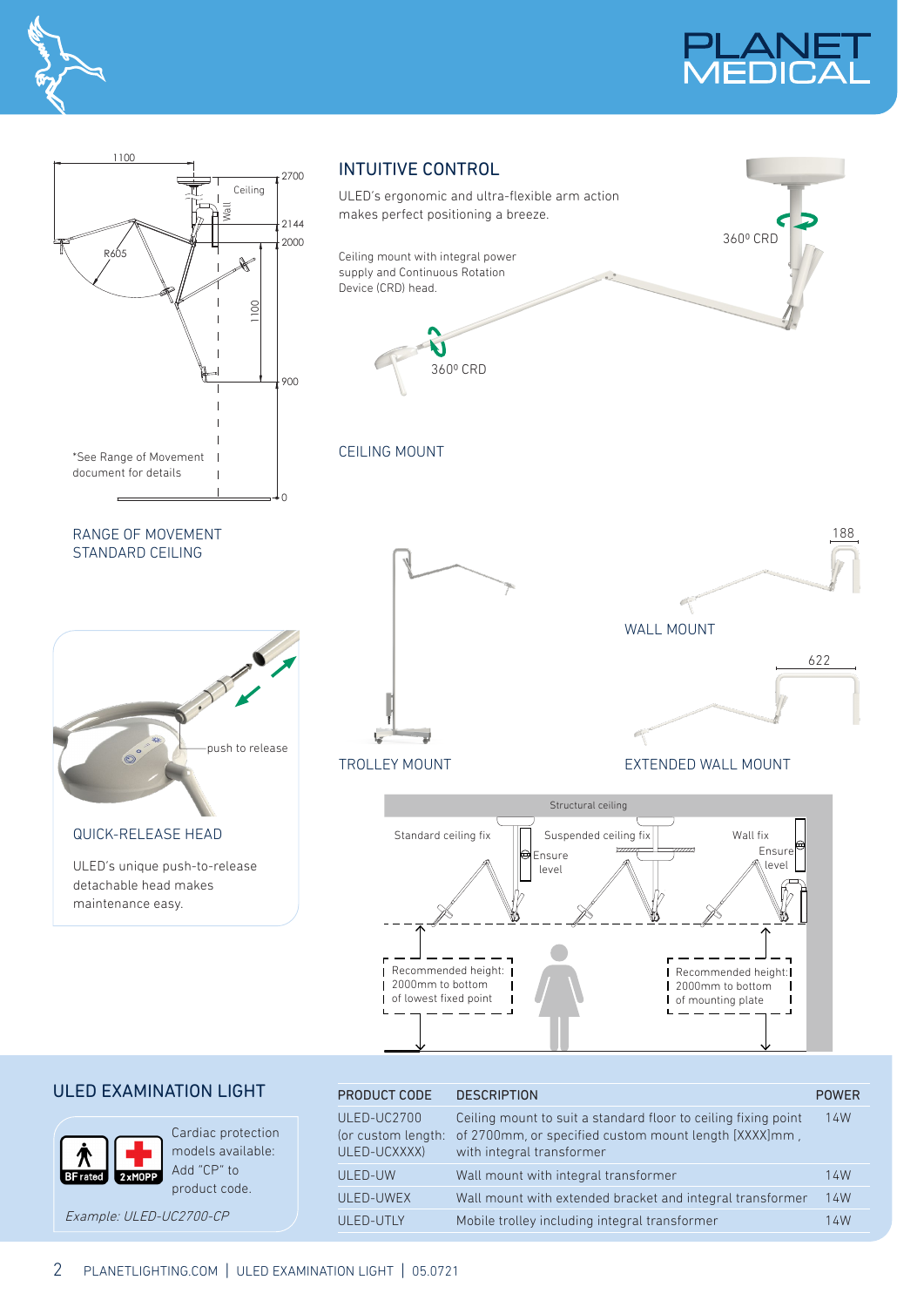PLANET MEDICAL

1100
Ceiling
Wall
2700
2144
2000
R605
1100
900
0

*See Range of Movement document for details

## RANGE OF MOVEMENT STANDARD CEILING

## INTUITIVE CONTROL

ULED's ergonomic and ultra-flexible arm action makes perfect positioning a breeze.

Ceiling mount with integral power supply and Continuous Rotation Device (CRD) head.

360º CRD

360º CRD

## CEILING MOUNT

188

## WALL MOUNT

622

## TROLLEY MOUNT

## EXTENDED WALL MOUNT

push to release

## QUICK-RELEASE HEAD

ULED's unique push-to-release detachable head makes maintenance easy.

Structural ceiling
Standard ceiling fix
Suspended ceiling fix
Wall fix
Ensure level
Ensure level

Recommended height: 2000mm to bottom of lowest fixed point

Recommended height: 2000mm to bottom of mounting plate

## ULED EXAMINATION LIGHT

BF rated
2xMOPP

Cardiac protection models available: Add "CP" to product code.

*Example: ULED-UC2700-CP*

| PRODUCT CODE | DESCRIPTION | POWER |
|---|---|---|
| ULED-UC2700 (or custom length: ULED-UCXXXX) | Ceiling mount to suit a standard floor to ceiling fixing point of 2700mm, or specified custom mount length [XXXX]mm , with integral transformer | 14W |
| ULED-UW | Wall mount with integral transformer | 14W |
| ULED-UWEX | Wall mount with extended bracket and integral transformer | 14W |
| ULED-UTLY | Mobile trolley including integral transformer | 14W |

PLANETLIGHTING.COM | ULED EXAMINATION LIGHT | 05.0721